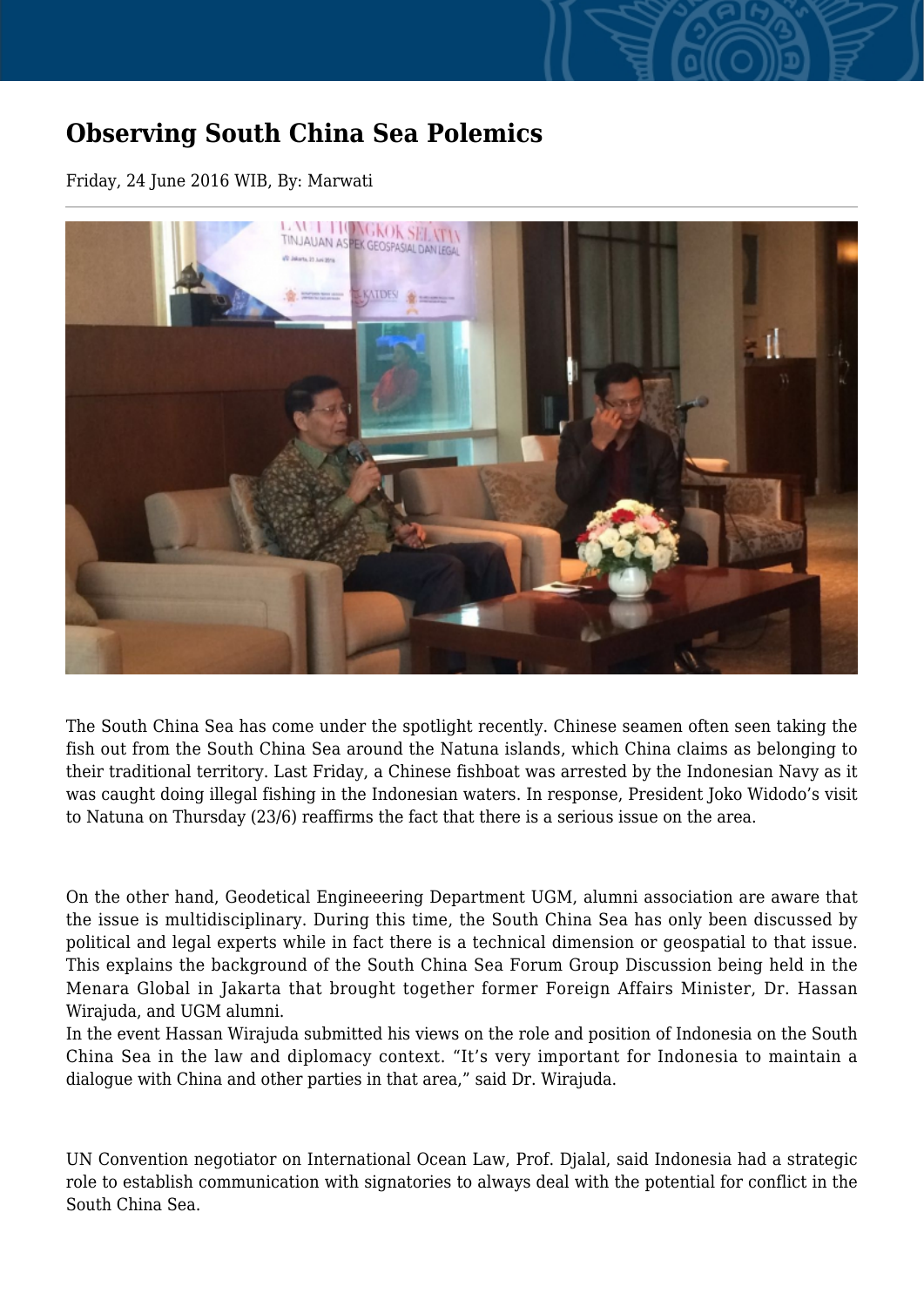# Observing South China Sea Polemics

Friday, 24 June 2016 WIB, By: Marwati

The South China Sea has come under the spotlight recently. Chinese seamen often seen taking the fish out from the South China Sea around the Natuna islands, which China claims as belonging to their traditional territory. Last Friday, a Chinese fishboat was arrested by the Indonesian Navy as it was caught doing illegal fishing in the Indonesian waters. In response, President Joko Widodo's visit to Natuna on Thursday (23/6) reaffirms the fact that there is a serious issue on the area.

On the other hand, Geodetical Engineeering Department UGM, alumni association are aware that the issue is multidisciplinary. During this time, the South China Sea has only been discussed by political and legal experts while in fact there is a technical dimension or geospatial to that issue. This explains the background of the South China Sea Forum Group Discussion being held in the Menara Global in Jakarta that brought together former Foreign Affairs Minister, Dr. Hassan Wirajuda, and UGM alumni.

In the event Hassan Wirajuda submitted his views on the role and position of Indonesia on the South China Sea in the law and diplomacy context. "It's very important for Indonesia to maintain a dialogue with China and other parties in that area," said Dr. Wirajuda.

UN Convention negotiator on International Ocean Law, Prof. Djalal, said Indonesia had a strategic role to establish communication with signatories to always deal with the potential for conflict in the South China Sea.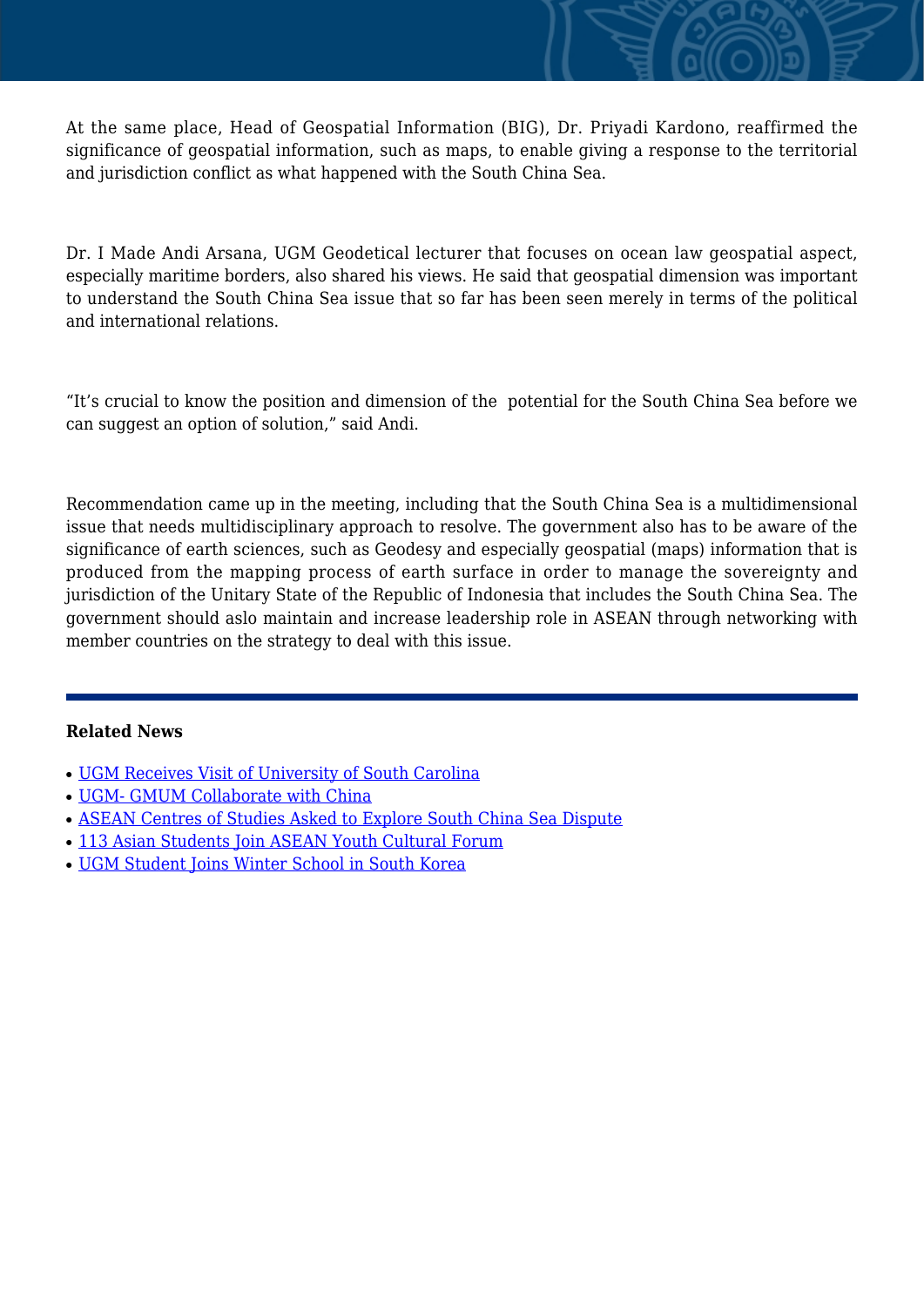At the same place, Head of Geospatial Information (BIG), Dr. Priyadi Kardono, reaffirmed the significance of geospatial information, such as maps, to enable giving a response to the territorial and jurisdiction conflict as what happened with the South China Sea.

Dr. I Made Andi Arsana, UGM Geodetical lecturer that focuses on ocean law geospatial aspect, especially maritime borders, also shared his views. He said that geospatial dimension was important to understand the South China Sea issue that so far has been seen merely in terms of the political and international relations.

"It's crucial to know the position and dimension of the  potential for the South China Sea before we can suggest an option of solution," said Andi.

Recommendation came up in the meeting, including that the South China Sea is a multidimensional issue that needs multidisciplinary approach to resolve. The government also has to be aware of the significance of earth sciences, such as Geodesy and especially geospatial (maps) information that is produced from the mapping process of earth surface in order to manage the sovereignty and jurisdiction of the Unitary State of the Republic of Indonesia that includes the South China Sea. The government should aslo maintain and increase leadership role in ASEAN through networking with member countries on the strategy to deal with this issue.

---

**Related News**

- UGM Receives Visit of University of South Carolina
- UGM- GMUM Collaborate with China
- ASEAN Centres of Studies Asked to Explore South China Sea Dispute
- 113 Asian Students Join ASEAN Youth Cultural Forum
- UGM Student Joins Winter School in South Korea